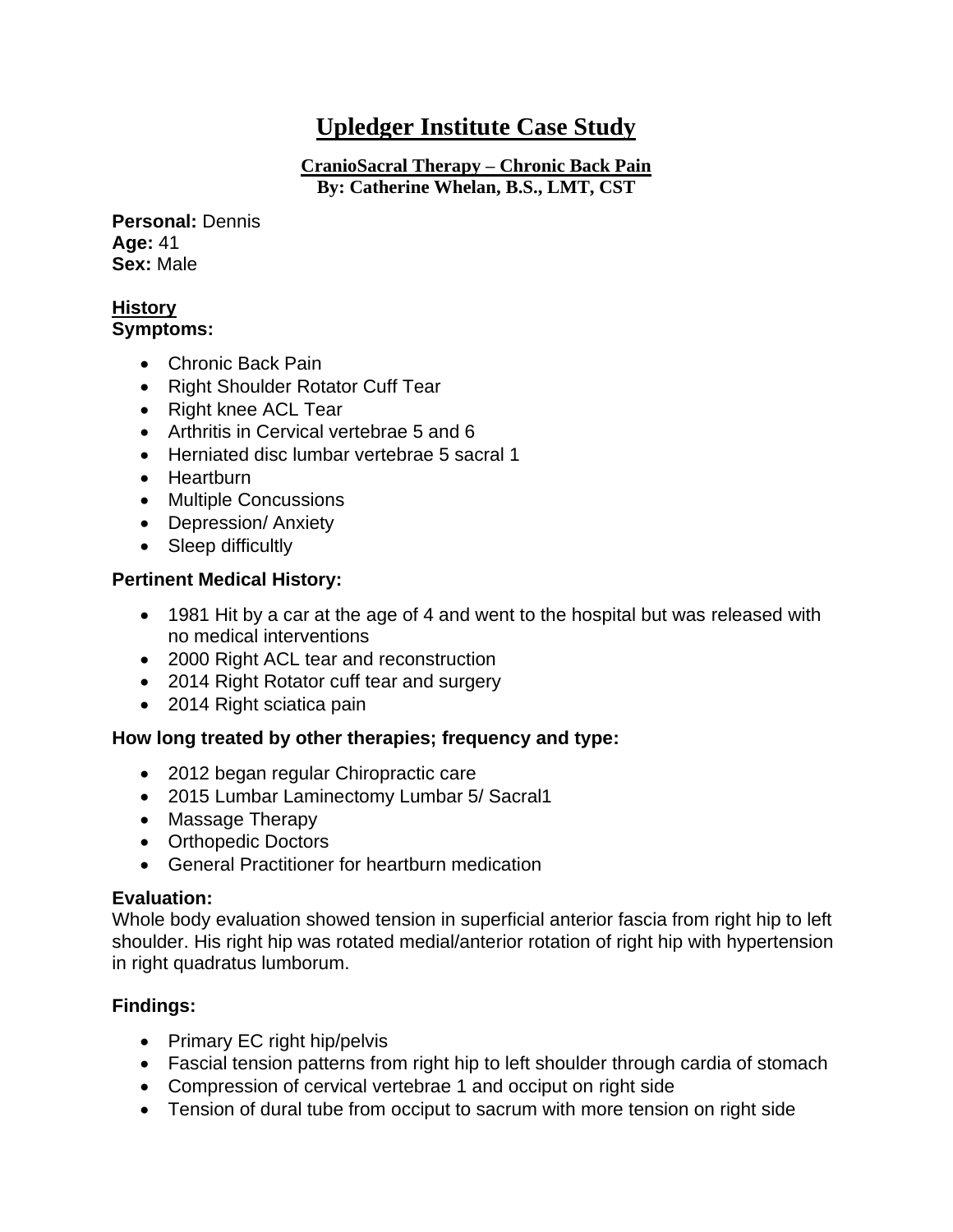# Upledger Institute Case Study

**CranioSacral Therapy – Chronic Back Pain**
**By: Catherine Whelan, B.S., LMT, CST**

**Personal:** Dennis
**Age:** 41
**Sex:** Male

## History

**Symptoms:**

- Chronic Back Pain
- Right Shoulder Rotator Cuff Tear
- Right knee ACL Tear
- Arthritis in Cervical vertebrae 5 and 6
- Herniated disc lumbar vertebrae 5 sacral 1
- Heartburn
- Multiple Concussions
- Depression/ Anxiety
- Sleep difficultly

**Pertinent Medical History:**

- 1981 Hit by a car at the age of 4 and went to the hospital but was released with no medical interventions
- 2000 Right ACL tear and reconstruction
- 2014 Right Rotator cuff tear and surgery
- 2014 Right sciatica pain

**How long treated by other therapies; frequency and type:**

- 2012 began regular Chiropractic care
- 2015 Lumbar Laminectomy Lumbar 5/ Sacral1
- Massage Therapy
- Orthopedic Doctors
- General Practitioner for heartburn medication

**Evaluation:**
Whole body evaluation showed tension in superficial anterior fascia from right hip to left shoulder. His right hip was rotated medial/anterior rotation of right hip with hypertension in right quadratus lumborum.

**Findings:**

- Primary EC right hip/pelvis
- Fascial tension patterns from right hip to left shoulder through cardia of stomach
- Compression of cervical vertebrae 1 and occiput on right side
- Tension of dural tube from occiput to sacrum with more tension on right side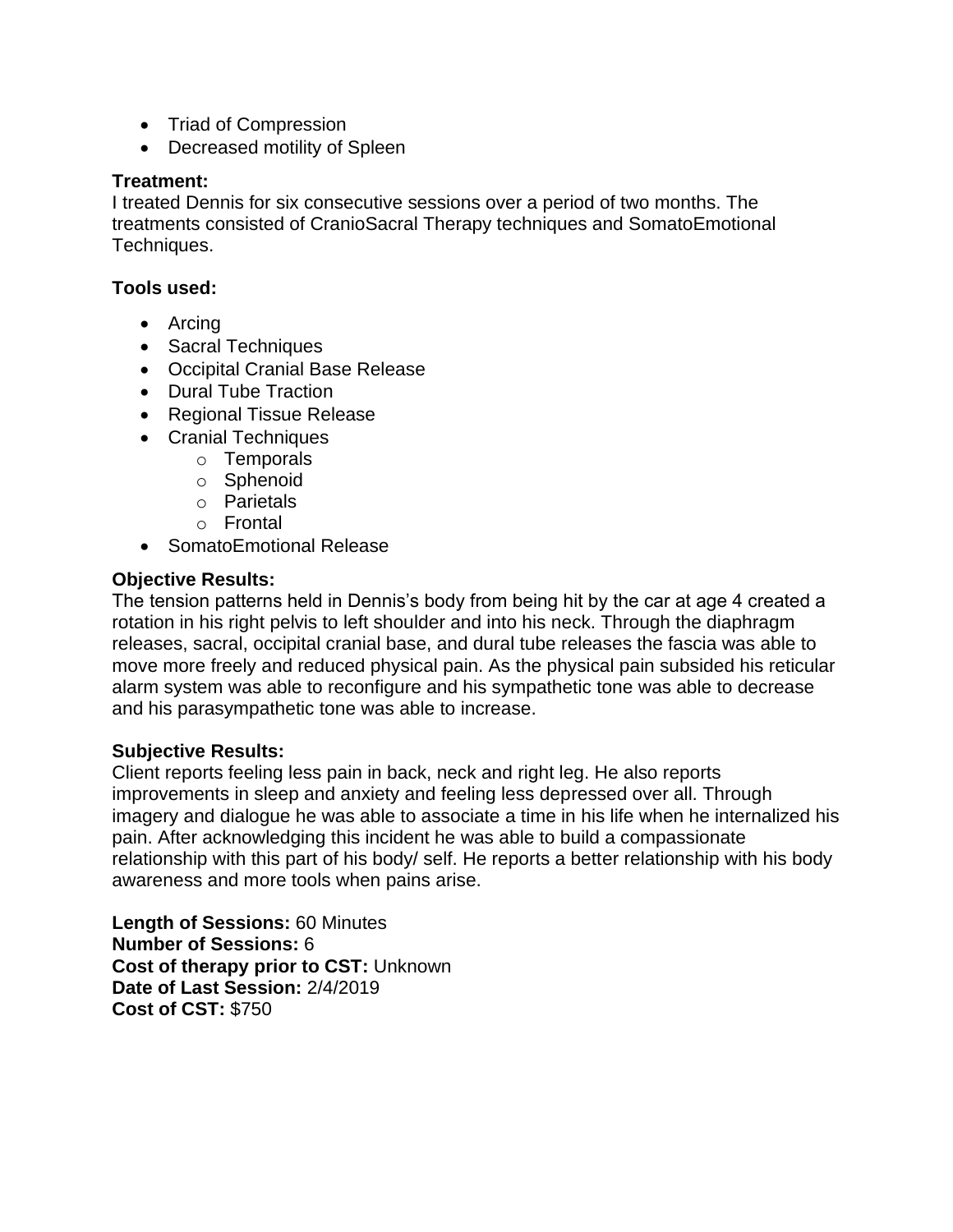- Triad of Compression
- Decreased motility of Spleen

**Treatment:**
I treated Dennis for six consecutive sessions over a period of two months. The treatments consisted of CranioSacral Therapy techniques and SomatoEmotional Techniques.

**Tools used:**

- Arcing
- Sacral Techniques
- Occipital Cranial Base Release
- Dural Tube Traction
- Regional Tissue Release
- Cranial Techniques
    - Temporals
    - Sphenoid
    - Parietals
    - Frontal
- SomatoEmotional Release

**Objective Results:**
The tension patterns held in Dennis's body from being hit by the car at age 4 created a rotation in his right pelvis to left shoulder and into his neck. Through the diaphragm releases, sacral, occipital cranial base, and dural tube releases the fascia was able to move more freely and reduced physical pain. As the physical pain subsided his reticular alarm system was able to reconfigure and his sympathetic tone was able to decrease and his parasympathetic tone was able to increase.

**Subjective Results:**
Client reports feeling less pain in back, neck and right leg. He also reports improvements in sleep and anxiety and feeling less depressed over all. Through imagery and dialogue he was able to associate a time in his life when he internalized his pain. After acknowledging this incident he was able to build a compassionate relationship with this part of his body/ self. He reports a better relationship with his body awareness and more tools when pains arise.

**Length of Sessions:** 60 Minutes
**Number of Sessions:** 6
**Cost of therapy prior to CST:** Unknown
**Date of Last Session:** 2/4/2019
**Cost of CST:** $750